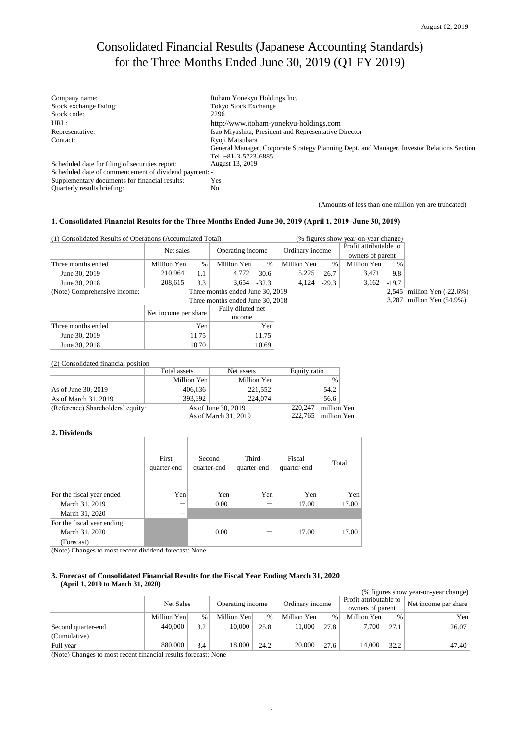August 02, 2019

# Consolidated Financial Results (Japanese Accounting Standards) for the Three Months Ended June 30, 2019 (Q1 FY 2019)

| | |
|---|---|
| Company name: | Itoham Yonekyu Holdings Inc. |
| Stock exchange listing: | Tokyo Stock Exchange |
| Stock code: | 2296 |
| URL: | http://www.itoham-yonekyu-holdings.com |
| Representative: | Isao Miyashita, President and Representative Director |
| Contact: | Ryoji Matsubara<br>General Manager, Corporate Strategy Planning Dept. and Manager, Investor Relations Section<br>Tel. +81-3-5723-6885 |
| Scheduled date for filing of securities report: | August 13, 2019 |
| Scheduled date of commencement of dividend payment: | - |
| Supplementary documents for financial results: | Yes |
| Quarterly results briefing: | No |

(Amounts of less than one million yen are truncated)

### 1. Consolidated Financial Results for the Three Months Ended June 30, 2019 (April 1, 2019–June 30, 2019)

(1) Consolidated Results of Operations (Accumulated Total) (% figures show year-on-year change)

| | Net sales | | Operating income | | Ordinary income | | Profit attributable to owners of parent | |
|---|---|---|---|---|---|---|---|---|
| Three months ended | Million Yen | % | Million Yen | % | Million Yen | % | Million Yen | % |
| June 30, 2019 | 210,964 | 1.1 | 4,772 | 30.6 | 5,225 | 26.7 | 3,471 | 9.8 |
| June 30, 2018 | 208,615 | 3.3 | 3,654 | -32.3 | 4,124 | -29.3 | 3,162 | -19.7 |

(Note) Comprehensive income: Three months ended June 30, 2019: 2,545 million Yen (-22.6%)
Three months ended June 30, 2018: 3,287 million Yen (54.9%)

| | Net income per share | Fully diluted net income |
|---|---|---|
| Three months ended | Yen | Yen |
| June 30, 2019 | 11.75 | 11.75 |
| June 30, 2018 | 10.70 | 10.69 |

(2) Consolidated financial position

| | Total assets | Net assets | Equity ratio |
|---|---|---|---|
| | Million Yen | Million Yen | % |
| As of June 30, 2019 | 406,636 | 221,552 | 54.2 |
| As of March 31, 2019 | 393,392 | 224,074 | 56.6 |

(Reference) Shareholders' equity: As of June 30, 2019: 220,247 million Yen
As of March 31, 2019: 222,765 million Yen

### 2. Dividends

| | First quarter-end | Second quarter-end | Third quarter-end | Fiscal quarter-end | Total |
|---|---|---|---|---|---|
| For the fiscal year ended | Yen | Yen | Yen | Yen | Yen |
| March 31, 2019 | ― | 0.00 | ― | 17.00 | 17.00 |
| March 31, 2020 | ― | | | | |
| For the fiscal year ending March 31, 2020 (Forecast) | | 0.00 | ― | 17.00 | 17.00 |

(Note) Changes to most recent dividend forecast: None

### 3. Forecast of Consolidated Financial Results for the Fiscal Year Ending March 31, 2020 (April 1, 2019 to March 31, 2020)

(% figures show year-on-year change)

| | Net Sales | | Operating income | | Ordinary income | | Profit attributable to owners of parent | | Net income per share |
|---|---|---|---|---|---|---|---|---|---|
| | Million Yen | % | Million Yen | % | Million Yen | % | Million Yen | % | Yen |
| Second quarter-end (Cumulative) | 440,000 | 3.2 | 10,000 | 25.8 | 11,000 | 27.8 | 7,700 | 27.1 | 26.07 |
| Full year | 880,000 | 3.4 | 18,000 | 24.2 | 20,000 | 27.6 | 14,000 | 32.2 | 47.40 |

(Note) Changes to most recent financial results forecast: None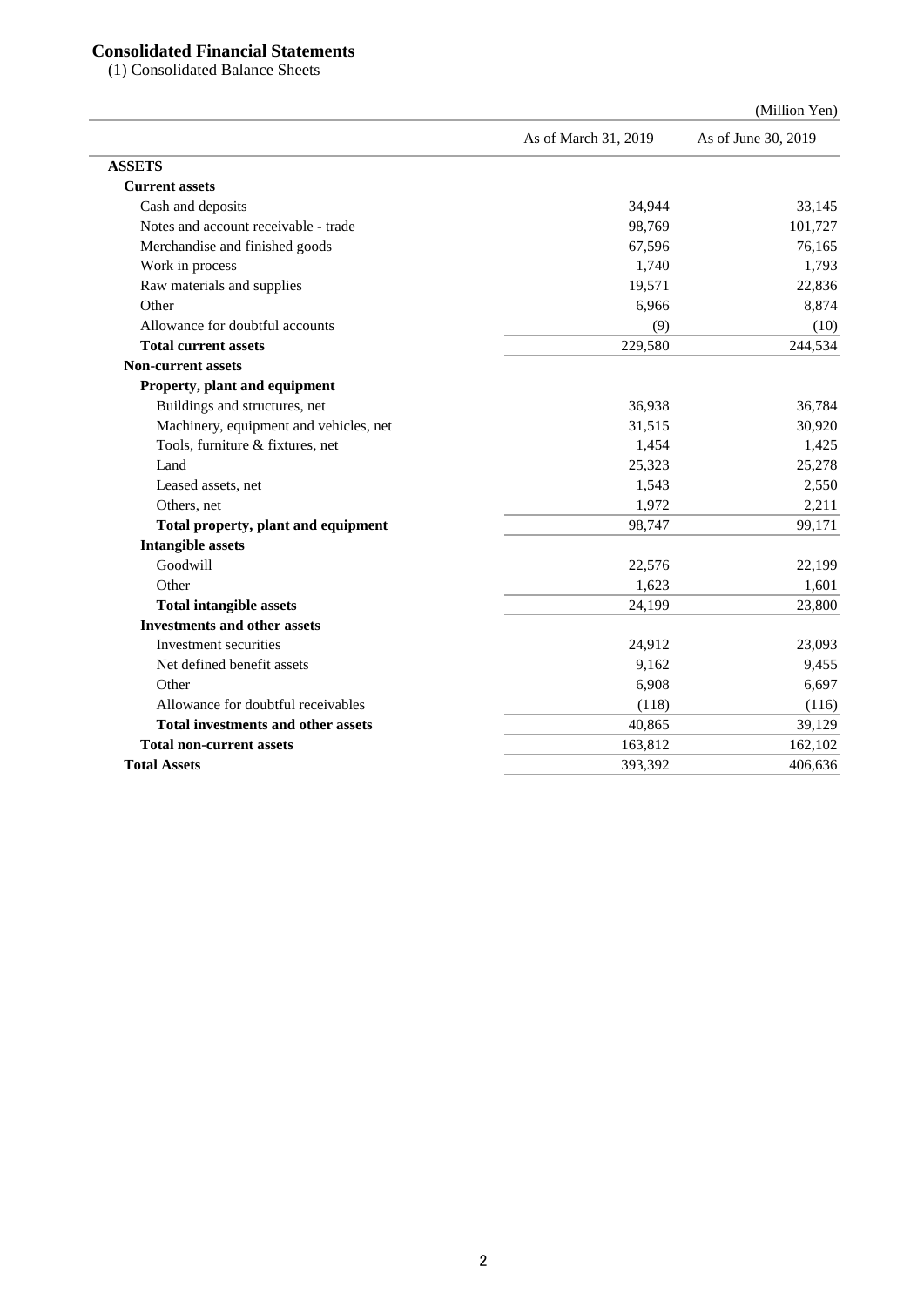# Consolidated Financial Statements

(1) Consolidated Balance Sheets

(Million Yen)

| | As of March 31, 2019 | As of June 30, 2019 |
|---|---|---|
| **ASSETS** | | |
| **Current assets** | | |
| Cash and deposits | 34,944 | 33,145 |
| Notes and account receivable - trade | 98,769 | 101,727 |
| Merchandise and finished goods | 67,596 | 76,165 |
| Work in process | 1,740 | 1,793 |
| Raw materials and supplies | 19,571 | 22,836 |
| Other | 6,966 | 8,874 |
| Allowance for doubtful accounts | (9) | (10) |
| **Total current assets** | 229,580 | 244,534 |
| **Non-current assets** | | |
| **Property, plant and equipment** | | |
| Buildings and structures, net | 36,938 | 36,784 |
| Machinery, equipment and vehicles, net | 31,515 | 30,920 |
| Tools, furniture & fixtures, net | 1,454 | 1,425 |
| Land | 25,323 | 25,278 |
| Leased assets, net | 1,543 | 2,550 |
| Others, net | 1,972 | 2,211 |
| **Total property, plant and equipment** | 98,747 | 99,171 |
| **Intangible assets** | | |
| Goodwill | 22,576 | 22,199 |
| Other | 1,623 | 1,601 |
| **Total intangible assets** | 24,199 | 23,800 |
| **Investments and other assets** | | |
| Investment securities | 24,912 | 23,093 |
| Net defined benefit assets | 9,162 | 9,455 |
| Other | 6,908 | 6,697 |
| Allowance for doubtful receivables | (118) | (116) |
| **Total investments and other assets** | 40,865 | 39,129 |
| **Total non-current assets** | 163,812 | 162,102 |
| **Total Assets** | 393,392 | 406,636 |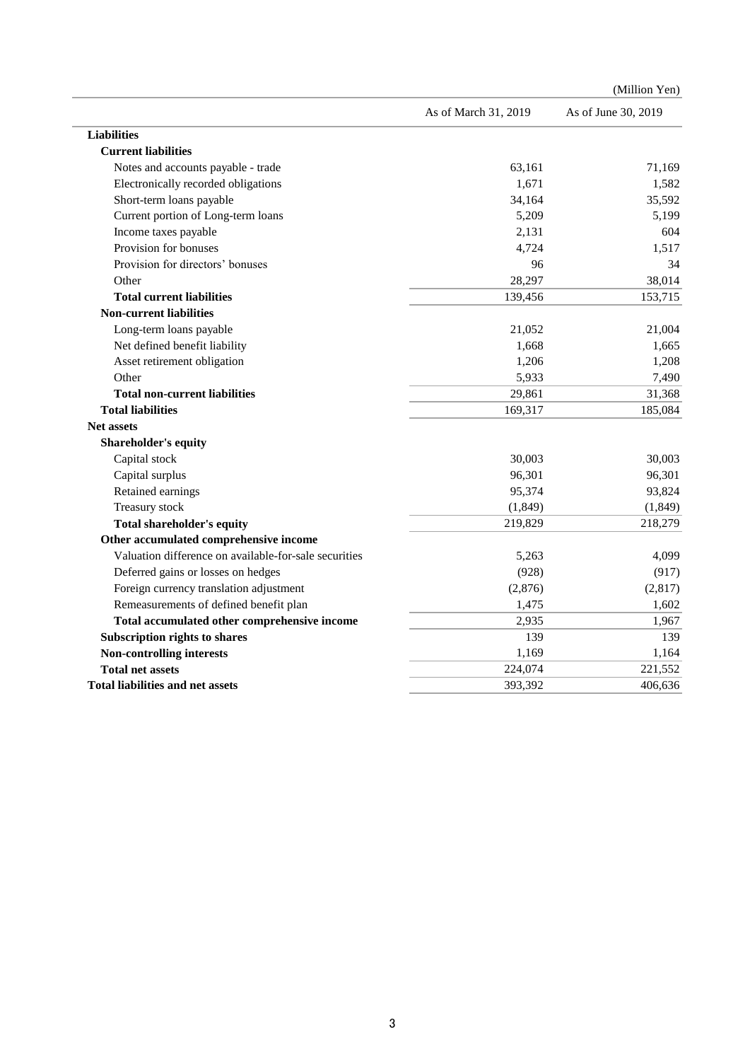(Million Yen)

| | As of March 31, 2019 | As of June 30, 2019 |
|---|---|---|
| **Liabilities** | | |
| **Current liabilities** | | |
| Notes and accounts payable - trade | 63,161 | 71,169 |
| Electronically recorded obligations | 1,671 | 1,582 |
| Short-term loans payable | 34,164 | 35,592 |
| Current portion of Long-term loans | 5,209 | 5,199 |
| Income taxes payable | 2,131 | 604 |
| Provision for bonuses | 4,724 | 1,517 |
| Provision for directors' bonuses | 96 | 34 |
| Other | 28,297 | 38,014 |
| **Total current liabilities** | 139,456 | 153,715 |
| **Non-current liabilities** | | |
| Long-term loans payable | 21,052 | 21,004 |
| Net defined benefit liability | 1,668 | 1,665 |
| Asset retirement obligation | 1,206 | 1,208 |
| Other | 5,933 | 7,490 |
| **Total non-current liabilities** | 29,861 | 31,368 |
| **Total liabilities** | 169,317 | 185,084 |
| **Net assets** | | |
| **Shareholder's equity** | | |
| Capital stock | 30,003 | 30,003 |
| Capital surplus | 96,301 | 96,301 |
| Retained earnings | 95,374 | 93,824 |
| Treasury stock | (1,849) | (1,849) |
| **Total shareholder's equity** | 219,829 | 218,279 |
| **Other accumulated comprehensive income** | | |
| Valuation difference on available-for-sale securities | 5,263 | 4,099 |
| Deferred gains or losses on hedges | (928) | (917) |
| Foreign currency translation adjustment | (2,876) | (2,817) |
| Remeasurements of defined benefit plan | 1,475 | 1,602 |
| **Total accumulated other comprehensive income** | 2,935 | 1,967 |
| **Subscription rights to shares** | 139 | 139 |
| **Non-controlling interests** | 1,169 | 1,164 |
| **Total net assets** | 224,074 | 221,552 |
| **Total liabilities and net assets** | 393,392 | 406,636 |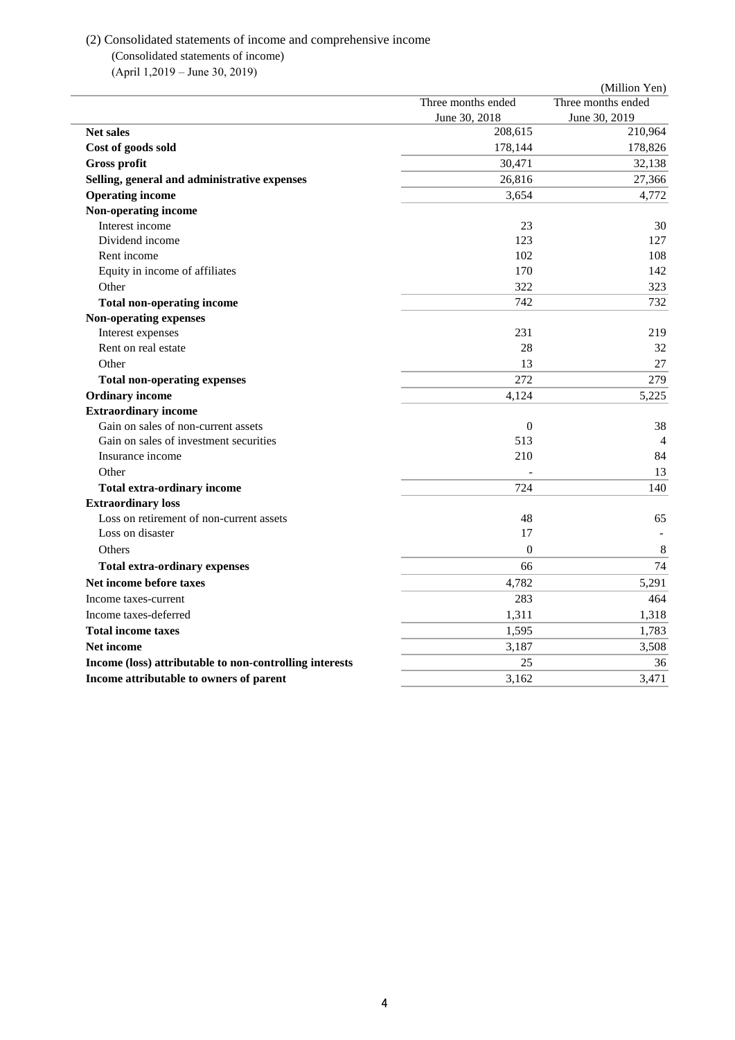(2) Consolidated statements of income and comprehensive income

(Consolidated statements of income)

(April 1,2019 – June 30, 2019)

(Million Yen)

| | Three months ended June 30, 2018 | Three months ended June 30, 2019 |
|---|---|---|
| **Net sales** | 208,615 | 210,964 |
| **Cost of goods sold** | 178,144 | 178,826 |
| **Gross profit** | 30,471 | 32,138 |
| **Selling, general and administrative expenses** | 26,816 | 27,366 |
| **Operating income** | 3,654 | 4,772 |
| **Non-operating income** | | |
| Interest income | 23 | 30 |
| Dividend income | 123 | 127 |
| Rent income | 102 | 108 |
| Equity in income of affiliates | 170 | 142 |
| Other | 322 | 323 |
| **Total non-operating income** | 742 | 732 |
| **Non-operating expenses** | | |
| Interest expenses | 231 | 219 |
| Rent on real estate | 28 | 32 |
| Other | 13 | 27 |
| **Total non-operating expenses** | 272 | 279 |
| **Ordinary income** | 4,124 | 5,225 |
| **Extraordinary income** | | |
| Gain on sales of non-current assets | 0 | 38 |
| Gain on sales of investment securities | 513 | 4 |
| Insurance income | 210 | 84 |
| Other | - | 13 |
| **Total extra-ordinary income** | 724 | 140 |
| **Extraordinary loss** | | |
| Loss on retirement of non-current assets | 48 | 65 |
| Loss on disaster | 17 | - |
| Others | 0 | 8 |
| **Total extra-ordinary expenses** | 66 | 74 |
| **Net income before taxes** | 4,782 | 5,291 |
| Income taxes-current | 283 | 464 |
| Income taxes-deferred | 1,311 | 1,318 |
| **Total income taxes** | 1,595 | 1,783 |
| **Net income** | 3,187 | 3,508 |
| **Income (loss) attributable to non-controlling interests** | 25 | 36 |
| **Income attributable to owners of parent** | 3,162 | 3,471 |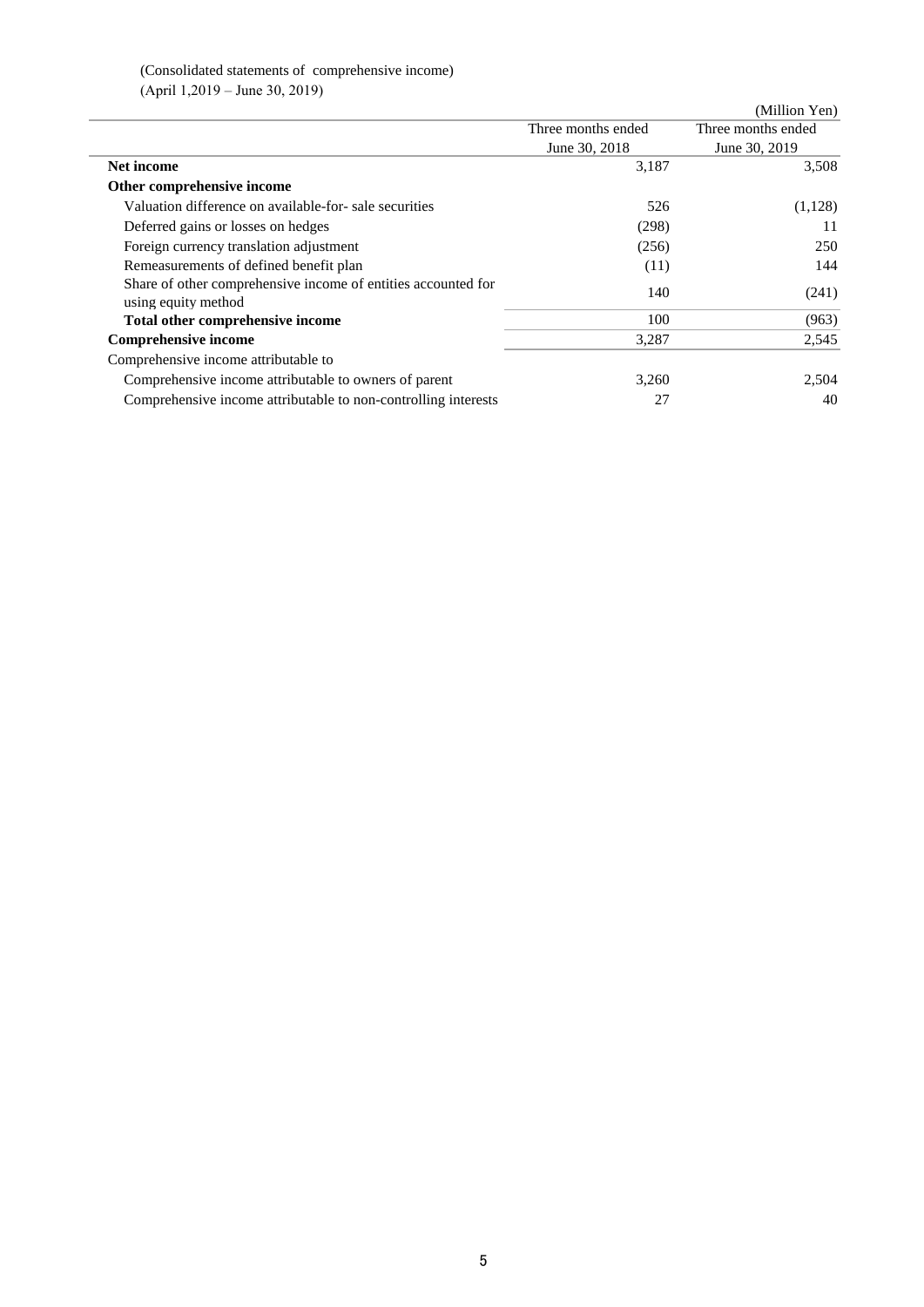(Consolidated statements of comprehensive income)
(April 1,2019 – June 30, 2019)

(Million Yen)

| | Three months ended June 30, 2018 | Three months ended June 30, 2019 |
|---|---|---|
| **Net income** | 3,187 | 3,508 |
| **Other comprehensive income** | | |
| Valuation difference on available-for- sale securities | 526 | (1,128) |
| Deferred gains or losses on hedges | (298) | 11 |
| Foreign currency translation adjustment | (256) | 250 |
| Remeasurements of defined benefit plan | (11) | 144 |
| Share of other comprehensive income of entities accounted for using equity method | 140 | (241) |
| **Total other comprehensive income** | 100 | (963) |
| **Comprehensive income** | 3,287 | 2,545 |
| Comprehensive income attributable to | | |
| Comprehensive income attributable to owners of parent | 3,260 | 2,504 |
| Comprehensive income attributable to non-controlling interests | 27 | 40 |